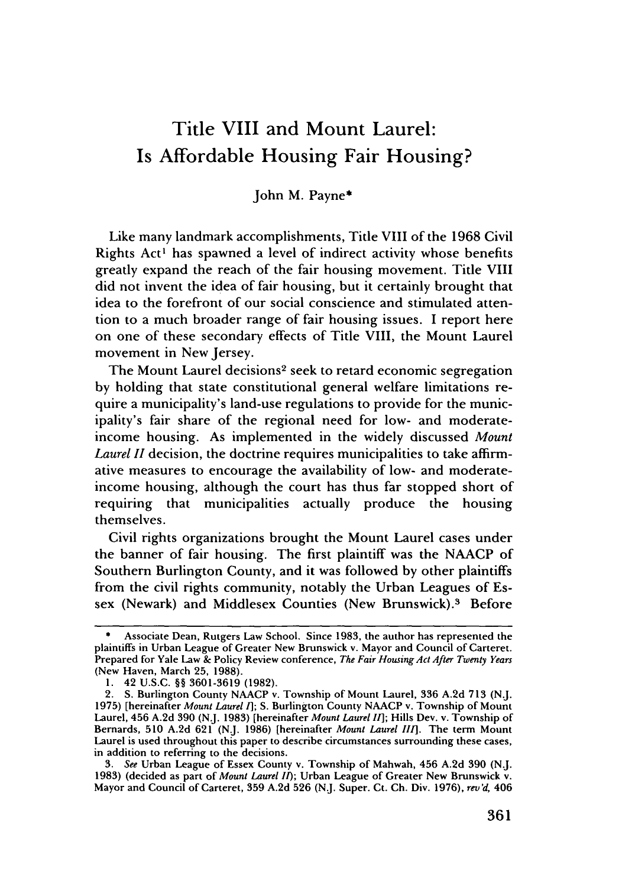# Title VIII and Mount Laurel: Is Affordable Housing Fair Housing?

John M. Payne*

Like many landmark accomplishments, Title VIII of the 1968 Civil Rights Act[1] has spawned a level of indirect activity whose benefits greatly expand the reach of the fair housing movement. Title VIII did not invent the idea of fair housing, but it certainly brought that idea to the forefront of our social conscience and stimulated attention to a much broader range of fair housing issues. I report here on one of these secondary effects of Title VIII, the Mount Laurel movement in New Jersey.

The Mount Laurel decisions[2] seek to retard economic segregation by holding that state constitutional general welfare limitations require a municipality's land-use regulations to provide for the municipality's fair share of the regional need for low- and moderate-income housing. As implemented in the widely discussed *Mount Laurel II* decision, the doctrine requires municipalities to take affirmative measures to encourage the availability of low- and moderate-income housing, although the court has thus far stopped short of requiring that municipalities actually produce the housing themselves.

Civil rights organizations brought the Mount Laurel cases under the banner of fair housing. The first plaintiff was the NAACP of Southern Burlington County, and it was followed by other plaintiffs from the civil rights community, notably the Urban Leagues of Essex (Newark) and Middlesex Counties (New Brunswick).[3] Before

---

\* Associate Dean, Rutgers Law School. Since 1983, the author has represented the plaintiffs in Urban League of Greater New Brunswick v. Mayor and Council of Carteret. Prepared for Yale Law & Policy Review conference, *The Fair Housing Act After Twenty Years* (New Haven, March 25, 1988).

1. 42 U.S.C. §§ 3601-3619 (1982).

2. S. Burlington County NAACP v. Township of Mount Laurel, 336 A.2d 713 (N.J. 1975) [hereinafter *Mount Laurel I*]; S. Burlington County NAACP v. Township of Mount Laurel, 456 A.2d 390 (N.J. 1983) [hereinafter *Mount Laurel II*]; Hills Dev. v. Township of Bernards, 510 A.2d 621 (N.J. 1986) [hereinafter *Mount Laurel III*]. The term Mount Laurel is used throughout this paper to describe circumstances surrounding these cases, in addition to referring to the decisions.

3. *See* Urban League of Essex County v. Township of Mahwah, 456 A.2d 390 (N.J. 1983) (decided as part of *Mount Laurel II*); Urban League of Greater New Brunswick v. Mayor and Council of Carteret, 359 A.2d 526 (N.J. Super. Ct. Ch. Div. 1976), *rev'd*, 406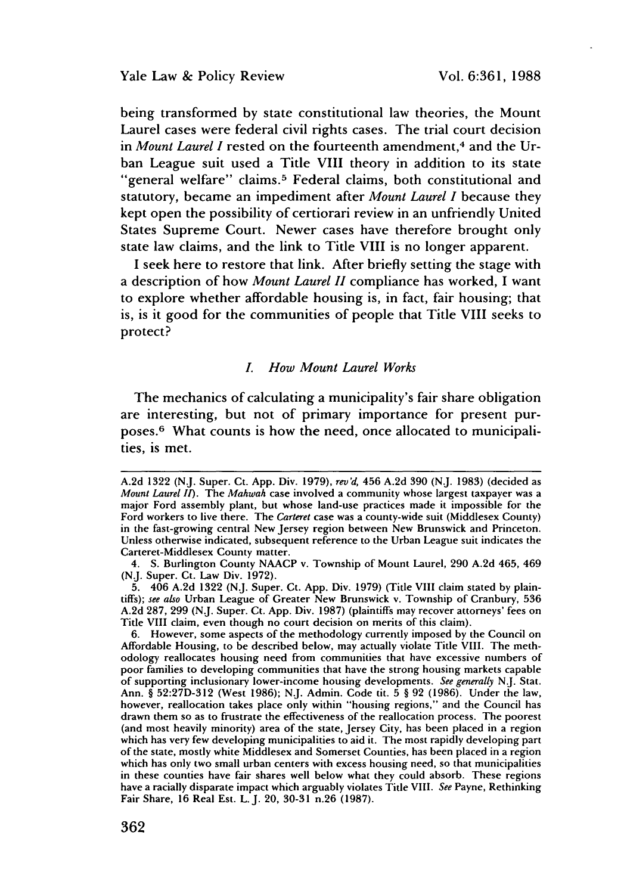being transformed by state constitutional law theories, the Mount Laurel cases were federal civil rights cases. The trial court decision in *Mount Laurel I* rested on the fourteenth amendment,[4] and the Urban League suit used a Title VIII theory in addition to its state "general welfare" claims.[5] Federal claims, both constitutional and statutory, became an impediment after *Mount Laurel I* because they kept open the possibility of certiorari review in an unfriendly United States Supreme Court. Newer cases have therefore brought only state law claims, and the link to Title VIII is no longer apparent.

I seek here to restore that link. After briefly setting the stage with a description of how *Mount Laurel II* compliance has worked, I want to explore whether affordable housing is, in fact, fair housing; that is, is it good for the communities of people that Title VIII seeks to protect?

### *I. How Mount Laurel Works*

The mechanics of calculating a municipality's fair share obligation are interesting, but not of primary importance for present purposes.[6] What counts is how the need, once allocated to municipalities, is met.

---

A.2d 1322 (N.J. Super. Ct. App. Div. 1979), *rev'd*, 456 A.2d 390 (N.J. 1983) (decided as *Mount Laurel II*). The *Mahwah* case involved a community whose largest taxpayer was a major Ford assembly plant, but whose land-use practices made it impossible for the Ford workers to live there. The *Carteret* case was a county-wide suit (Middlesex County) in the fast-growing central New Jersey region between New Brunswick and Princeton. Unless otherwise indicated, subsequent reference to the Urban League suit indicates the Carteret-Middlesex County matter.

4. S. Burlington County NAACP v. Township of Mount Laurel, 290 A.2d 465, 469 (N.J. Super. Ct. Law Div. 1972).

5. 406 A.2d 1322 (N.J. Super. Ct. App. Div. 1979) (Title VIII claim stated by plaintiffs); *see also* Urban League of Greater New Brunswick v. Township of Cranbury, 536 A.2d 287, 299 (N.J. Super. Ct. App. Div. 1987) (plaintiffs may recover attorneys' fees on Title VIII claim, even though no court decision on merits of this claim).

6. However, some aspects of the methodology currently imposed by the Council on Affordable Housing, to be described below, may actually violate Title VIII. The methodology reallocates housing need from communities that have excessive numbers of poor families to developing communities that have the strong housing markets capable of supporting inclusionary lower-income housing developments. *See generally* N.J. Stat. Ann. § 52:27D-312 (West 1986); N.J. Admin. Code tit. 5 § 92 (1986). Under the law, however, reallocation takes place only within "housing regions," and the Council has drawn them so as to frustrate the effectiveness of the reallocation process. The poorest (and most heavily minority) area of the state, Jersey City, has been placed in a region which has very few developing municipalities to aid it. The most rapidly developing part of the state, mostly white Middlesex and Somerset Counties, has been placed in a region which has only two small urban centers with excess housing need, so that municipalities in these counties have fair shares well below what they could absorb. These regions have a racially disparate impact which arguably violates Title VIII. *See* Payne, Rethinking Fair Share, 16 Real Est. L.J. 20, 30-31 n.26 (1987).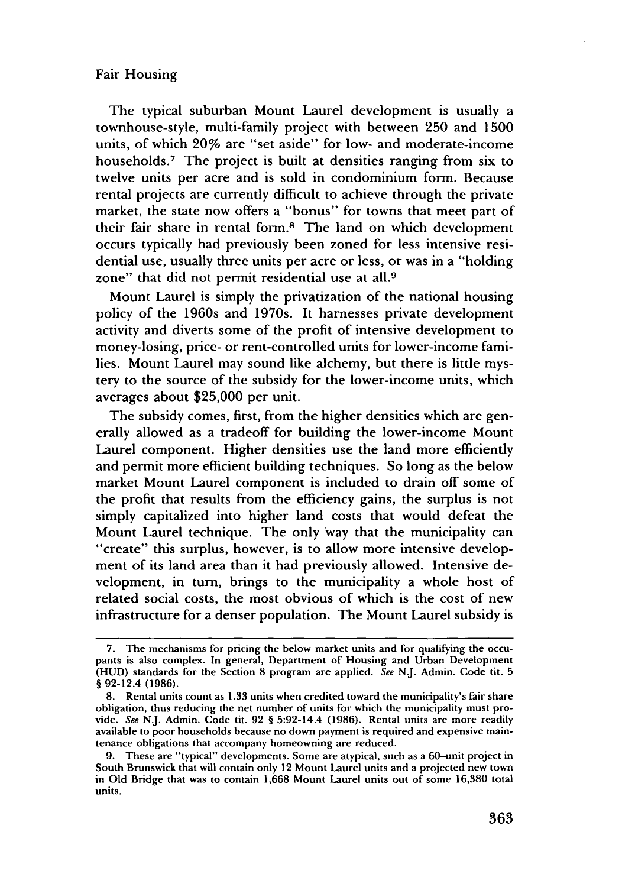The typical suburban Mount Laurel development is usually a townhouse-style, multi-family project with between 250 and 1500 units, of which 20% are "set aside" for low- and moderate-income households.[7] The project is built at densities ranging from six to twelve units per acre and is sold in condominium form. Because rental projects are currently difficult to achieve through the private market, the state now offers a "bonus" for towns that meet part of their fair share in rental form.[8] The land on which development occurs typically had previously been zoned for less intensive residential use, usually three units per acre or less, or was in a "holding zone" that did not permit residential use at all.[9]

Mount Laurel is simply the privatization of the national housing policy of the 1960s and 1970s. It harnesses private development activity and diverts some of the profit of intensive development to money-losing, price- or rent-controlled units for lower-income families. Mount Laurel may sound like alchemy, but there is little mystery to the source of the subsidy for the lower-income units, which averages about $25,000 per unit.

The subsidy comes, first, from the higher densities which are generally allowed as a tradeoff for building the lower-income Mount Laurel component. Higher densities use the land more efficiently and permit more efficient building techniques. So long as the below market Mount Laurel component is included to drain off some of the profit that results from the efficiency gains, the surplus is not simply capitalized into higher land costs that would defeat the Mount Laurel technique. The only way that the municipality can "create" this surplus, however, is to allow more intensive development of its land area than it had previously allowed. Intensive development, in turn, brings to the municipality a whole host of related social costs, the most obvious of which is the cost of new infrastructure for a denser population. The Mount Laurel subsidy is

---

7. The mechanisms for pricing the below market units and for qualifying the occupants is also complex. In general, Department of Housing and Urban Development (HUD) standards for the Section 8 program are applied. *See* N.J. Admin. Code tit. 5 § 92-12.4 (1986).

8. Rental units count as 1.33 units when credited toward the municipality's fair share obligation, thus reducing the net number of units for which the municipality must provide. *See* N.J. Admin. Code tit. 92 § 5:92-14.4 (1986). Rental units are more readily available to poor households because no down payment is required and expensive maintenance obligations that accompany homeowning are reduced.

9. These are "typical" developments. Some are atypical, such as a 60-unit project in South Brunswick that will contain only 12 Mount Laurel units and a projected new town in Old Bridge that was to contain 1,668 Mount Laurel units out of some 16,380 total units.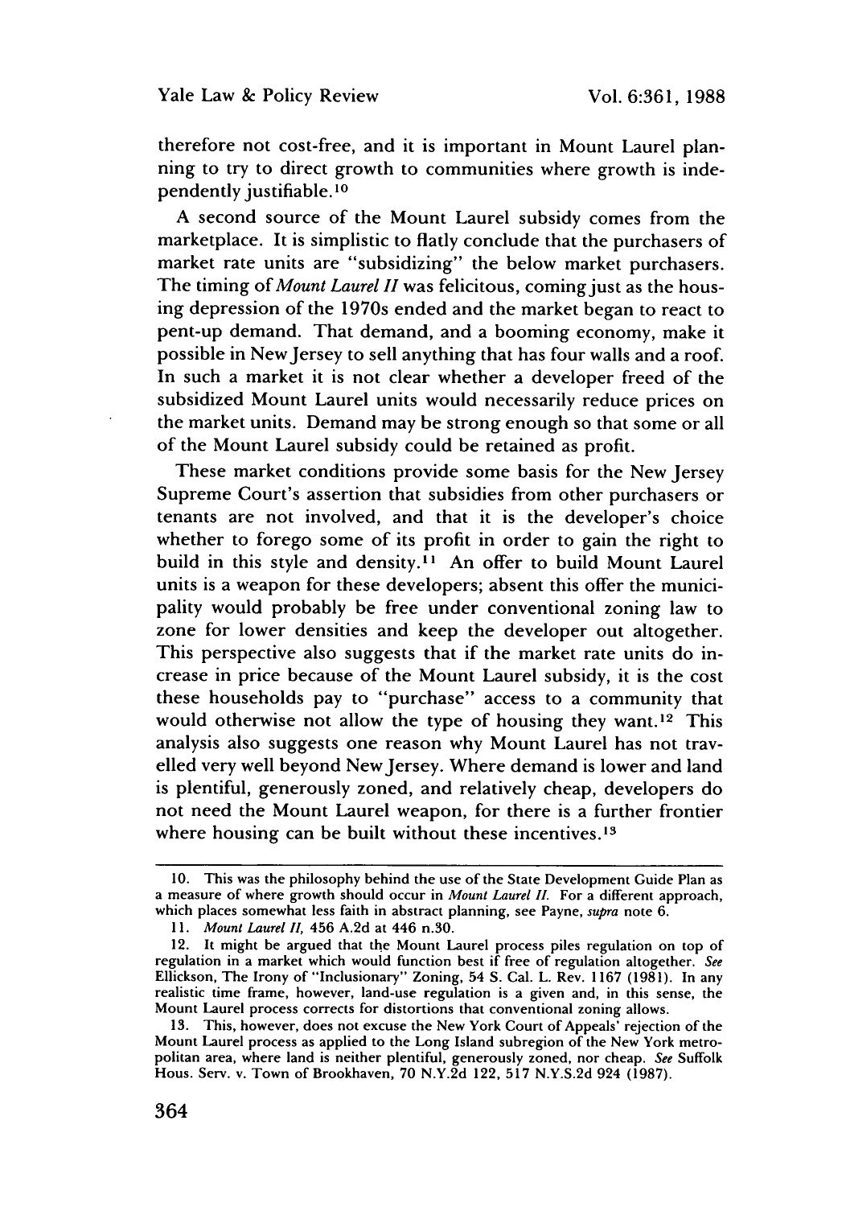therefore not cost-free, and it is important in Mount Laurel planning to try to direct growth to communities where growth is independently justifiable.[10]

A second source of the Mount Laurel subsidy comes from the marketplace. It is simplistic to flatly conclude that the purchasers of market rate units are "subsidizing" the below market purchasers. The timing of *Mount Laurel II* was felicitous, coming just as the housing depression of the 1970s ended and the market began to react to pent-up demand. That demand, and a booming economy, make it possible in New Jersey to sell anything that has four walls and a roof. In such a market it is not clear whether a developer freed of the subsidized Mount Laurel units would necessarily reduce prices on the market units. Demand may be strong enough so that some or all of the Mount Laurel subsidy could be retained as profit.

These market conditions provide some basis for the New Jersey Supreme Court's assertion that subsidies from other purchasers or tenants are not involved, and that it is the developer's choice whether to forego some of its profit in order to gain the right to build in this style and density.[11] An offer to build Mount Laurel units is a weapon for these developers; absent this offer the municipality would probably be free under conventional zoning law to zone for lower densities and keep the developer out altogether. This perspective also suggests that if the market rate units do increase in price because of the Mount Laurel subsidy, it is the cost these households pay to "purchase" access to a community that would otherwise not allow the type of housing they want.[12] This analysis also suggests one reason why Mount Laurel has not travelled very well beyond New Jersey. Where demand is lower and land is plentiful, generously zoned, and relatively cheap, developers do not need the Mount Laurel weapon, for there is a further frontier where housing can be built without these incentives.[13]

---

10. This was the philosophy behind the use of the State Development Guide Plan as a measure of where growth should occur in *Mount Laurel II*. For a different approach, which places somewhat less faith in abstract planning, see Payne, *supra* note 6.

11. *Mount Laurel II*, 456 A.2d at 446 n.30.

12. It might be argued that the Mount Laurel process piles regulation on top of regulation in a market which would function best if free of regulation altogether. *See* Ellickson, The Irony of "Inclusionary" Zoning, 54 S. Cal. L. Rev. 1167 (1981). In any realistic time frame, however, land-use regulation is a given and, in this sense, the Mount Laurel process corrects for distortions that conventional zoning allows.

13. This, however, does not excuse the New York Court of Appeals' rejection of the Mount Laurel process as applied to the Long Island subregion of the New York metropolitan area, where land is neither plentiful, generously zoned, nor cheap. *See* Suffolk Hous. Serv. v. Town of Brookhaven, 70 N.Y.2d 122, 517 N.Y.S.2d 924 (1987).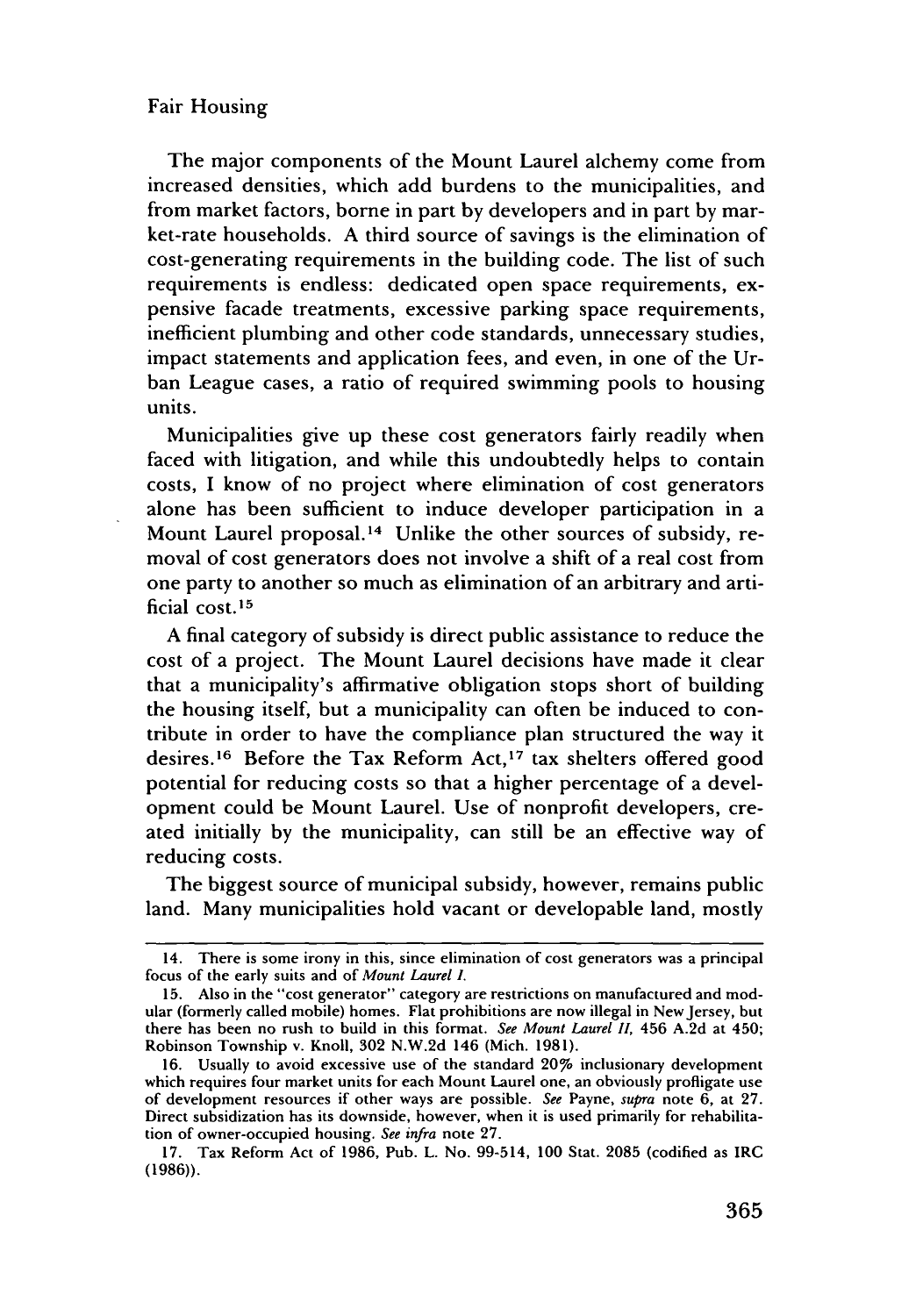The major components of the Mount Laurel alchemy come from increased densities, which add burdens to the municipalities, and from market factors, borne in part by developers and in part by market-rate households. A third source of savings is the elimination of cost-generating requirements in the building code. The list of such requirements is endless: dedicated open space requirements, expensive facade treatments, excessive parking space requirements, inefficient plumbing and other code standards, unnecessary studies, impact statements and application fees, and even, in one of the Urban League cases, a ratio of required swimming pools to housing units.

Municipalities give up these cost generators fairly readily when faced with litigation, and while this undoubtedly helps to contain costs, I know of no project where elimination of cost generators alone has been sufficient to induce developer participation in a Mount Laurel proposal.[14] Unlike the other sources of subsidy, removal of cost generators does not involve a shift of a real cost from one party to another so much as elimination of an arbitrary and artificial cost.[15]

A final category of subsidy is direct public assistance to reduce the cost of a project. The Mount Laurel decisions have made it clear that a municipality's affirmative obligation stops short of building the housing itself, but a municipality can often be induced to contribute in order to have the compliance plan structured the way it desires.[16] Before the Tax Reform Act,[17] tax shelters offered good potential for reducing costs so that a higher percentage of a development could be Mount Laurel. Use of nonprofit developers, created initially by the municipality, can still be an effective way of reducing costs.

The biggest source of municipal subsidy, however, remains public land. Many municipalities hold vacant or developable land, mostly

---

14. There is some irony in this, since elimination of cost generators was a principal focus of the early suits and of *Mount Laurel I*.

15. Also in the "cost generator" category are restrictions on manufactured and modular (formerly called mobile) homes. Flat prohibitions are now illegal in New Jersey, but there has been no rush to build in this format. *See Mount Laurel II*, 456 A.2d at 450; Robinson Township v. Knoll, 302 N.W.2d 146 (Mich. 1981).

16. Usually to avoid excessive use of the standard 20% inclusionary development which requires four market units for each Mount Laurel one, an obviously profligate use of development resources if other ways are possible. *See* Payne, *supra* note 6, at 27. Direct subsidization has its downside, however, when it is used primarily for rehabilitation of owner-occupied housing. *See infra* note 27.

17. Tax Reform Act of 1986, Pub. L. No. 99-514, 100 Stat. 2085 (codified as IRC (1986)).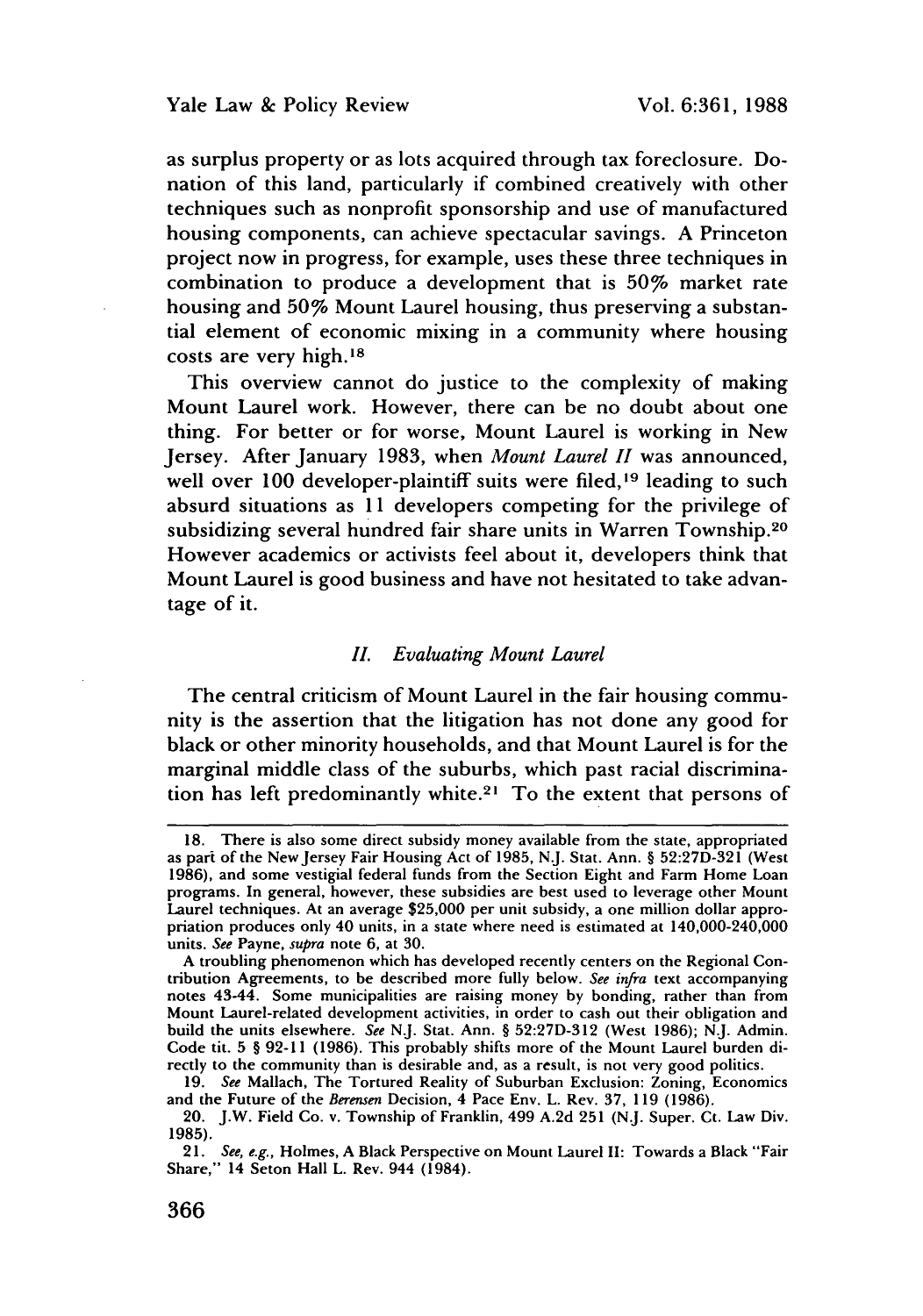as surplus property or as lots acquired through tax foreclosure. Donation of this land, particularly if combined creatively with other techniques such as nonprofit sponsorship and use of manufactured housing components, can achieve spectacular savings. A Princeton project now in progress, for example, uses these three techniques in combination to produce a development that is 50% market rate housing and 50% Mount Laurel housing, thus preserving a substantial element of economic mixing in a community where housing costs are very high.[18]

This overview cannot do justice to the complexity of making Mount Laurel work. However, there can be no doubt about one thing. For better or for worse, Mount Laurel is working in New Jersey. After January 1983, when *Mount Laurel II* was announced, well over 100 developer-plaintiff suits were filed,[19] leading to such absurd situations as 11 developers competing for the privilege of subsidizing several hundred fair share units in Warren Township.[20] However academics or activists feel about it, developers think that Mount Laurel is good business and have not hesitated to take advantage of it.

## *II. Evaluating Mount Laurel*

The central criticism of Mount Laurel in the fair housing community is the assertion that the litigation has not done any good for black or other minority households, and that Mount Laurel is for the marginal middle class of the suburbs, which past racial discrimination has left predominantly white.[21] To the extent that persons of

---

18. There is also some direct subsidy money available from the state, appropriated as part of the New Jersey Fair Housing Act of 1985, N.J. Stat. Ann. § 52:27D-321 (West 1986), and some vestigial federal funds from the Section Eight and Farm Home Loan programs. In general, however, these subsidies are best used to leverage other Mount Laurel techniques. At an average $25,000 per unit subsidy, a one million dollar appropriation produces only 40 units, in a state where need is estimated at 140,000-240,000 units. *See* Payne, *supra* note 6, at 30.

A troubling phenomenon which has developed recently centers on the Regional Contribution Agreements, to be described more fully below. *See infra* text accompanying notes 43-44. Some municipalities are raising money by bonding, rather than from Mount Laurel-related development activities, in order to cash out their obligation and build the units elsewhere. *See* N.J. Stat. Ann. § 52:27D-312 (West 1986); N.J. Admin. Code tit. 5 § 92-11 (1986). This probably shifts more of the Mount Laurel burden directly to the community than is desirable and, as a result, is not very good politics.

19. *See* Mallach, The Tortured Reality of Suburban Exclusion: Zoning, Economics and the Future of the *Berensen* Decision, 4 Pace Env. L. Rev. 37, 119 (1986).

20. J.W. Field Co. v. Township of Franklin, 499 A.2d 251 (N.J. Super. Ct. Law Div. 1985).

21. *See, e.g.*, Holmes, A Black Perspective on Mount Laurel II: Towards a Black "Fair Share," 14 Seton Hall L. Rev. 944 (1984).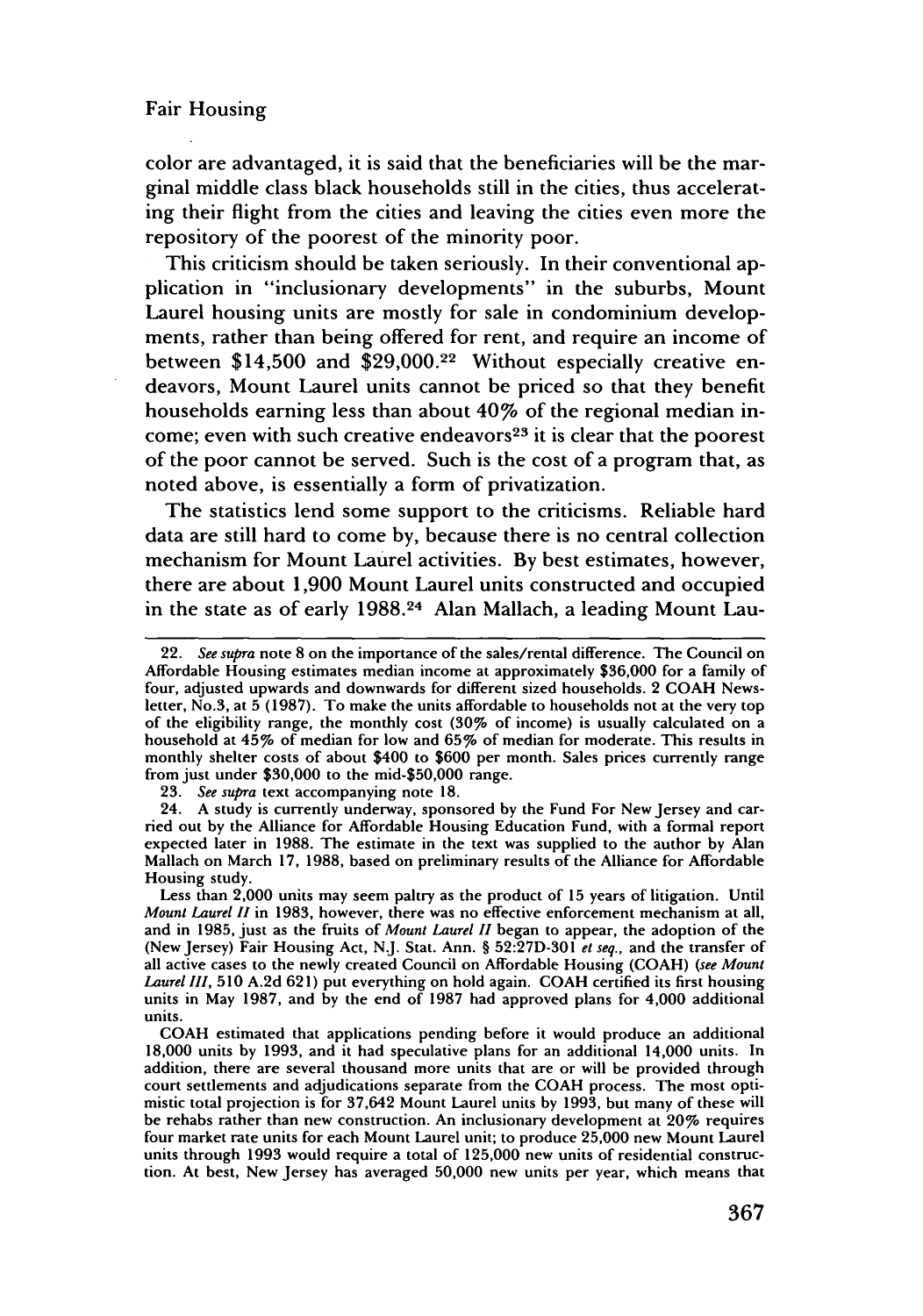color are advantaged, it is said that the beneficiaries will be the marginal middle class black households still in the cities, thus accelerating their flight from the cities and leaving the cities even more the repository of the poorest of the minority poor.

This criticism should be taken seriously. In their conventional application in "inclusionary developments" in the suburbs, Mount Laurel housing units are mostly for sale in condominium developments, rather than being offered for rent, and require an income of between $14,500 and $29,000.[22] Without especially creative endeavors, Mount Laurel units cannot be priced so that they benefit households earning less than about 40% of the regional median income; even with such creative endeavors[23] it is clear that the poorest of the poor cannot be served. Such is the cost of a program that, as noted above, is essentially a form of privatization.

The statistics lend some support to the criticisms. Reliable hard data are still hard to come by, because there is no central collection mechanism for Mount Laurel activities. By best estimates, however, there are about 1,900 Mount Laurel units constructed and occupied in the state as of early 1988.[24] Alan Mallach, a leading Mount Lau-

---

22. *See supra* note 8 on the importance of the sales/rental difference. The Council on Affordable Housing estimates median income at approximately $36,000 for a family of four, adjusted upwards and downwards for different sized households. 2 COAH Newsletter, No.3, at 5 (1987). To make the units affordable to households not at the very top of the eligibility range, the monthly cost (30% of income) is usually calculated on a household at 45% of median for low and 65% of median for moderate. This results in monthly shelter costs of about $400 to $600 per month. Sales prices currently range from just under $30,000 to the mid-$50,000 range.

23. *See supra* text accompanying note 18.

24. A study is currently underway, sponsored by the Fund For New Jersey and carried out by the Alliance for Affordable Housing Education Fund, with a formal report expected later in 1988. The estimate in the text was supplied to the author by Alan Mallach on March 17, 1988, based on preliminary results of the Alliance for Affordable Housing study.

Less than 2,000 units may seem paltry as the product of 15 years of litigation. Until *Mount Laurel II* in 1983, however, there was no effective enforcement mechanism at all, and in 1985, just as the fruits of *Mount Laurel II* began to appear, the adoption of the (New Jersey) Fair Housing Act, N.J. Stat. Ann. § 52:27D-301 *et seq.*, and the transfer of all active cases to the newly created Council on Affordable Housing (COAH) (*see Mount Laurel III*, 510 A.2d 621) put everything on hold again. COAH certified its first housing units in May 1987, and by the end of 1987 had approved plans for 4,000 additional units.

COAH estimated that applications pending before it would produce an additional 18,000 units by 1993, and it had speculative plans for an additional 14,000 units. In addition, there are several thousand more units that are or will be provided through court settlements and adjudications separate from the COAH process. The most optimistic total projection is for 37,642 Mount Laurel units by 1993, but many of these will be rehabs rather than new construction. An inclusionary development at 20% requires four market rate units for each Mount Laurel unit; to produce 25,000 new Mount Laurel units through 1993 would require a total of 125,000 new units of residential construction. At best, New Jersey has averaged 50,000 new units per year, which means that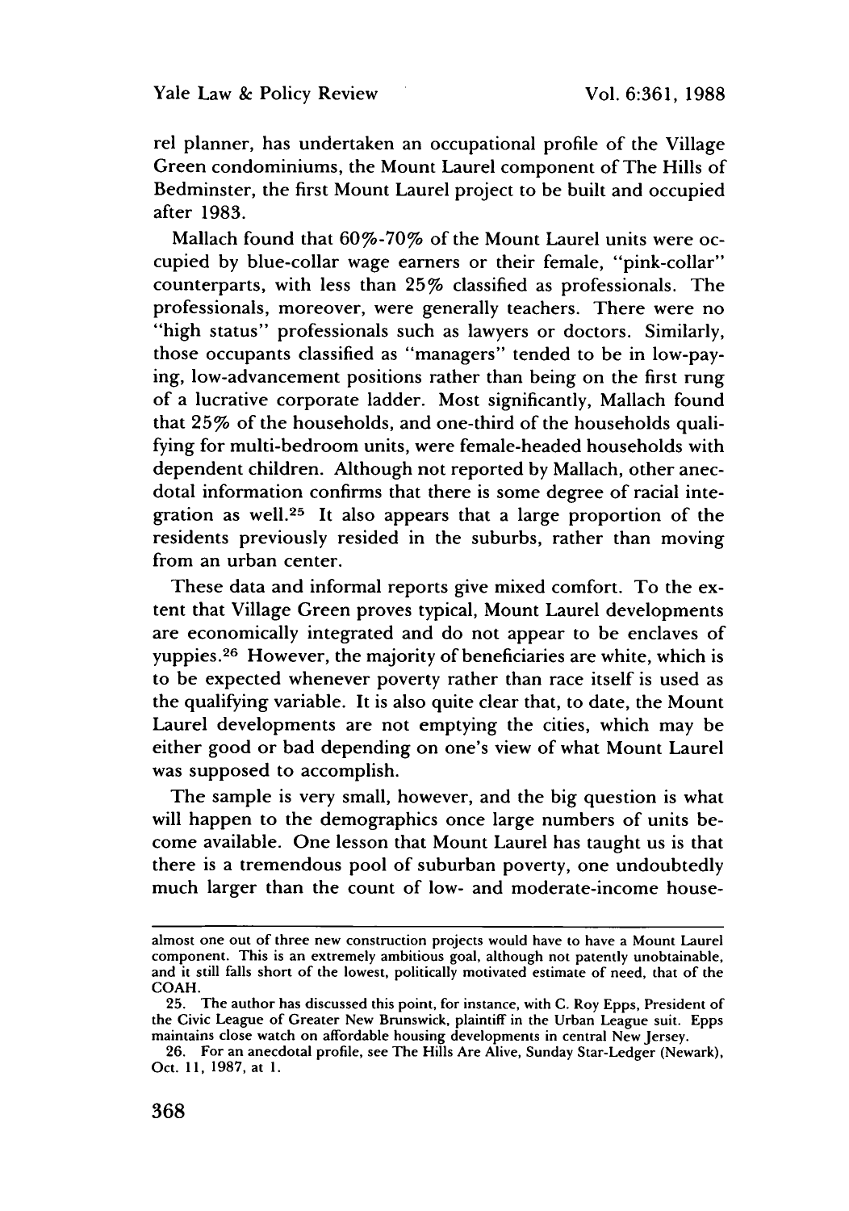rel planner, has undertaken an occupational profile of the Village Green condominiums, the Mount Laurel component of The Hills of Bedminster, the first Mount Laurel project to be built and occupied after 1983.

Mallach found that 60%-70% of the Mount Laurel units were occupied by blue-collar wage earners or their female, "pink-collar" counterparts, with less than 25% classified as professionals. The professionals, moreover, were generally teachers. There were no "high status" professionals such as lawyers or doctors. Similarly, those occupants classified as "managers" tended to be in low-paying, low-advancement positions rather than being on the first rung of a lucrative corporate ladder. Most significantly, Mallach found that 25% of the households, and one-third of the households qualifying for multi-bedroom units, were female-headed households with dependent children. Although not reported by Mallach, other anecdotal information confirms that there is some degree of racial integration as well.[25] It also appears that a large proportion of the residents previously resided in the suburbs, rather than moving from an urban center.

These data and informal reports give mixed comfort. To the extent that Village Green proves typical, Mount Laurel developments are economically integrated and do not appear to be enclaves of yuppies.[26] However, the majority of beneficiaries are white, which is to be expected whenever poverty rather than race itself is used as the qualifying variable. It is also quite clear that, to date, the Mount Laurel developments are not emptying the cities, which may be either good or bad depending on one's view of what Mount Laurel was supposed to accomplish.

The sample is very small, however, and the big question is what will happen to the demographics once large numbers of units become available. One lesson that Mount Laurel has taught us is that there is a tremendous pool of suburban poverty, one undoubtedly much larger than the count of low- and moderate-income house-

---

almost one out of three new construction projects would have to have a Mount Laurel component. This is an extremely ambitious goal, although not patently unobtainable, and it still falls short of the lowest, politically motivated estimate of need, that of the COAH.

25. The author has discussed this point, for instance, with C. Roy Epps, President of the Civic League of Greater New Brunswick, plaintiff in the Urban League suit. Epps maintains close watch on affordable housing developments in central New Jersey.

26. For an anecdotal profile, see The Hills Are Alive, Sunday Star-Ledger (Newark), Oct. 11, 1987, at 1.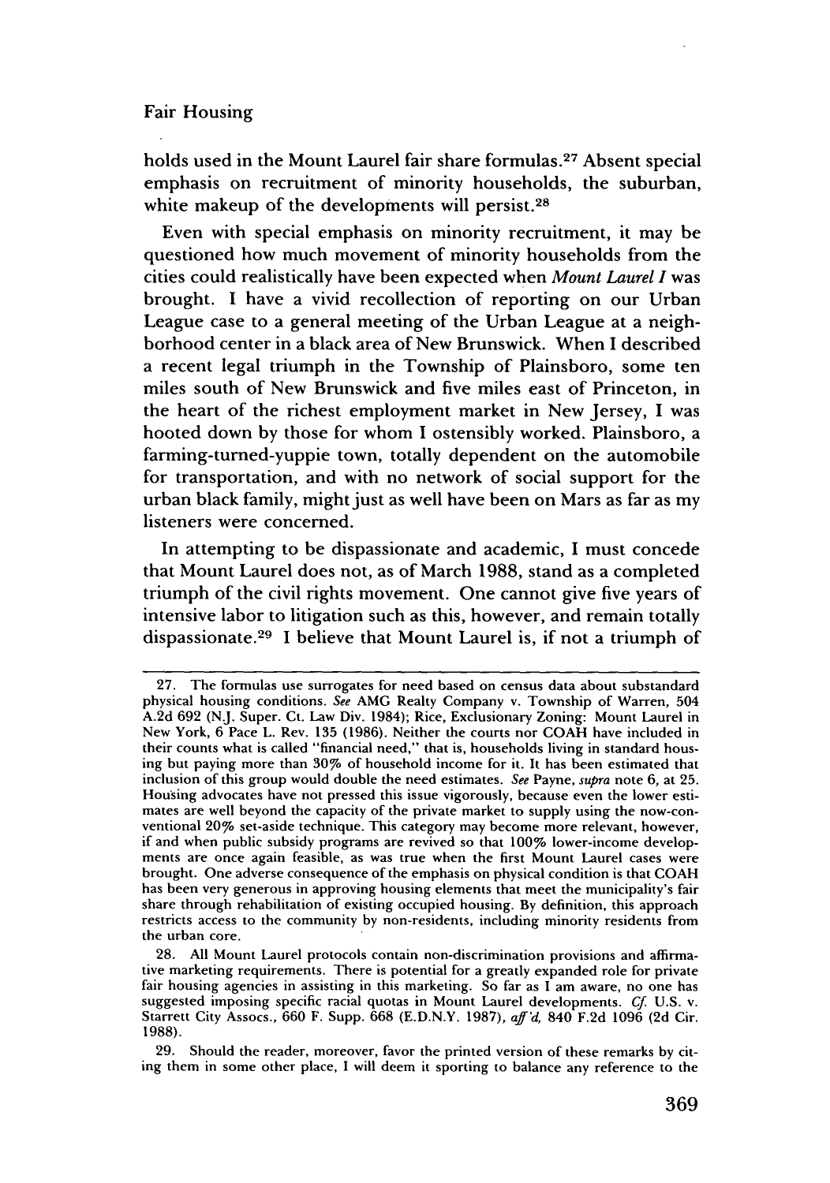holds used in the Mount Laurel fair share formulas.[27] Absent special emphasis on recruitment of minority households, the suburban, white makeup of the developments will persist.[28]

Even with special emphasis on minority recruitment, it may be questioned how much movement of minority households from the cities could realistically have been expected when *Mount Laurel I* was brought. I have a vivid recollection of reporting on our Urban League case to a general meeting of the Urban League at a neighborhood center in a black area of New Brunswick. When I described a recent legal triumph in the Township of Plainsboro, some ten miles south of New Brunswick and five miles east of Princeton, in the heart of the richest employment market in New Jersey, I was hooted down by those for whom I ostensibly worked. Plainsboro, a farming-turned-yuppie town, totally dependent on the automobile for transportation, and with no network of social support for the urban black family, might just as well have been on Mars as far as my listeners were concerned.

In attempting to be dispassionate and academic, I must concede that Mount Laurel does not, as of March 1988, stand as a completed triumph of the civil rights movement. One cannot give five years of intensive labor to litigation such as this, however, and remain totally dispassionate.[29] I believe that Mount Laurel is, if not a triumph of

---

27. The formulas use surrogates for need based on census data about substandard physical housing conditions. *See* AMG Realty Company v. Township of Warren, 504 A.2d 692 (N.J. Super. Ct. Law Div. 1984); Rice, Exclusionary Zoning: Mount Laurel in New York, 6 Pace L. Rev. 135 (1986). Neither the courts nor COAH have included in their counts what is called "financial need," that is, households living in standard housing but paying more than 30% of household income for it. It has been estimated that inclusion of this group would double the need estimates. *See* Payne, *supra* note 6, at 25. Housing advocates have not pressed this issue vigorously, because even the lower estimates are well beyond the capacity of the private market to supply using the now-conventional 20% set-aside technique. This category may become more relevant, however, if and when public subsidy programs are revived so that 100% lower-income developments are once again feasible, as was true when the first Mount Laurel cases were brought. One adverse consequence of the emphasis on physical condition is that COAH has been very generous in approving housing elements that meet the municipality's fair share through rehabilitation of existing occupied housing. By definition, this approach restricts access to the community by non-residents, including minority residents from the urban core.

28. All Mount Laurel protocols contain non-discrimination provisions and affirmative marketing requirements. There is potential for a greatly expanded role for private fair housing agencies in assisting in this marketing. So far as I am aware, no one has suggested imposing specific racial quotas in Mount Laurel developments. *Cf.* U.S. v. Starrett City Assocs., 660 F. Supp. 668 (E.D.N.Y. 1987), *aff'd,* 840 F.2d 1096 (2d Cir. 1988).

29. Should the reader, moreover, favor the printed version of these remarks by citing them in some other place, I will deem it sporting to balance any reference to the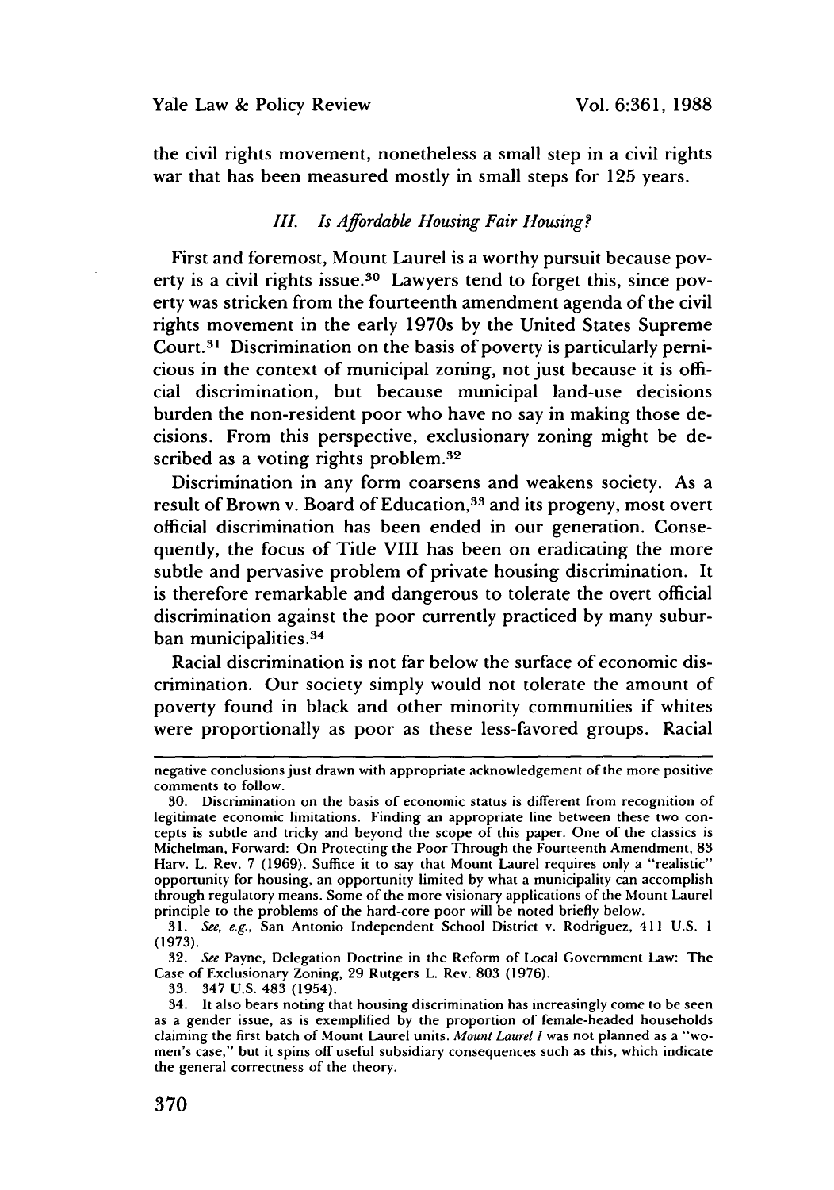the civil rights movement, nonetheless a small step in a civil rights war that has been measured mostly in small steps for 125 years.

### *III. Is Affordable Housing Fair Housing?*

First and foremost, Mount Laurel is a worthy pursuit because poverty is a civil rights issue.[30] Lawyers tend to forget this, since poverty was stricken from the fourteenth amendment agenda of the civil rights movement in the early 1970s by the United States Supreme Court.[31] Discrimination on the basis of poverty is particularly pernicious in the context of municipal zoning, not just because it is official discrimination, but because municipal land-use decisions burden the non-resident poor who have no say in making those decisions. From this perspective, exclusionary zoning might be described as a voting rights problem.[32]

Discrimination in any form coarsens and weakens society. As a result of Brown v. Board of Education,[33] and its progeny, most overt official discrimination has been ended in our generation. Consequently, the focus of Title VIII has been on eradicating the more subtle and pervasive problem of private housing discrimination. It is therefore remarkable and dangerous to tolerate the overt official discrimination against the poor currently practiced by many suburban municipalities.[34]

Racial discrimination is not far below the surface of economic discrimination. Our society simply would not tolerate the amount of poverty found in black and other minority communities if whites were proportionally as poor as these less-favored groups. Racial

---

negative conclusions just drawn with appropriate acknowledgement of the more positive comments to follow.

30. Discrimination on the basis of economic status is different from recognition of legitimate economic limitations. Finding an appropriate line between these two concepts is subtle and tricky and beyond the scope of this paper. One of the classics is Michelman, Forward: On Protecting the Poor Through the Fourteenth Amendment, 83 Harv. L. Rev. 7 (1969). Suffice it to say that Mount Laurel requires only a "realistic" opportunity for housing, an opportunity limited by what a municipality can accomplish through regulatory means. Some of the more visionary applications of the Mount Laurel principle to the problems of the hard-core poor will be noted briefly below.

31. *See, e.g.*, San Antonio Independent School District v. Rodriguez, 411 U.S. 1 (1973).

32. *See* Payne, Delegation Doctrine in the Reform of Local Government Law: The Case of Exclusionary Zoning, 29 Rutgers L. Rev. 803 (1976).

33. 347 U.S. 483 (1954).

34. It also bears noting that housing discrimination has increasingly come to be seen as a gender issue, as is exemplified by the proportion of female-headed households claiming the first batch of Mount Laurel units. *Mount Laurel I* was not planned as a "women's case," but it spins off useful subsidiary consequences such as this, which indicate the general correctness of the theory.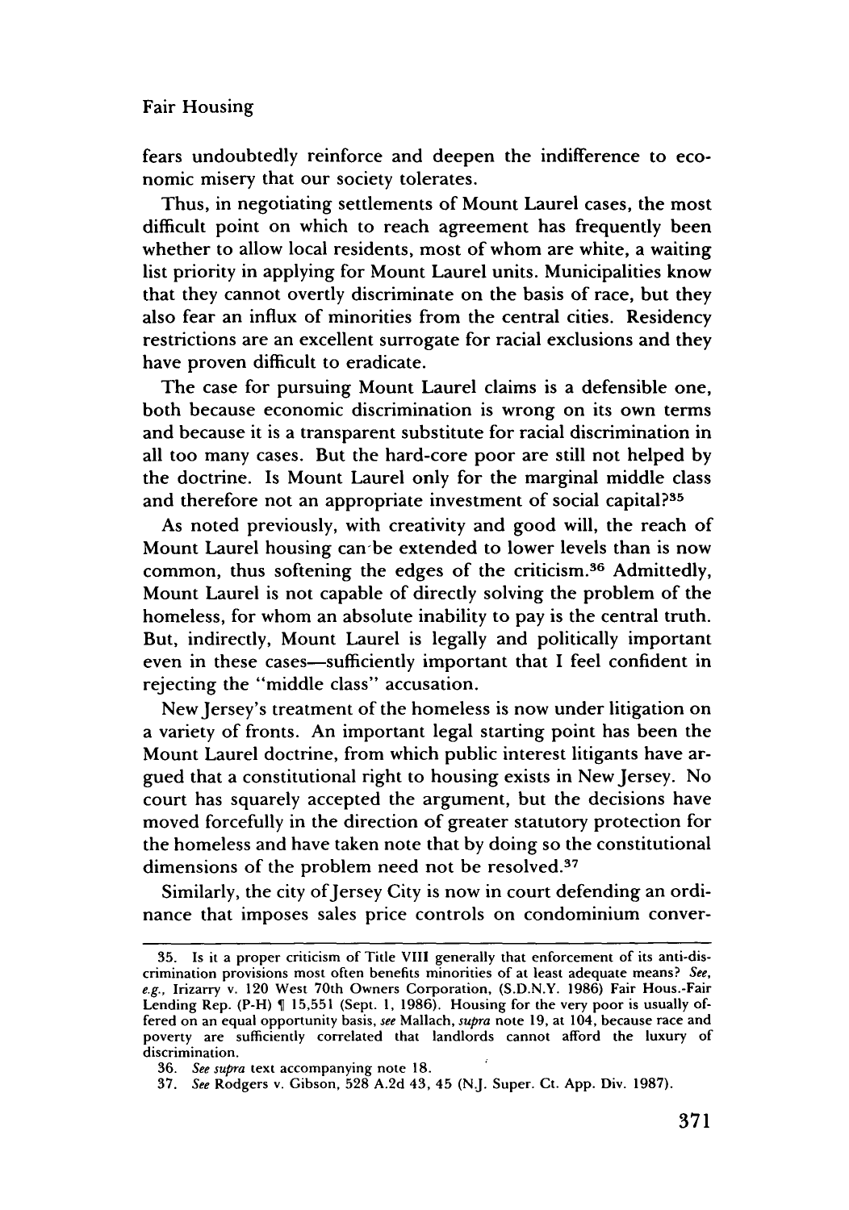fears undoubtedly reinforce and deepen the indifference to economic misery that our society tolerates.

Thus, in negotiating settlements of Mount Laurel cases, the most difficult point on which to reach agreement has frequently been whether to allow local residents, most of whom are white, a waiting list priority in applying for Mount Laurel units. Municipalities know that they cannot overtly discriminate on the basis of race, but they also fear an influx of minorities from the central cities. Residency restrictions are an excellent surrogate for racial exclusions and they have proven difficult to eradicate.

The case for pursuing Mount Laurel claims is a defensible one, both because economic discrimination is wrong on its own terms and because it is a transparent substitute for racial discrimination in all too many cases. But the hard-core poor are still not helped by the doctrine. Is Mount Laurel only for the marginal middle class and therefore not an appropriate investment of social capital?[35]

As noted previously, with creativity and good will, the reach of Mount Laurel housing can be extended to lower levels than is now common, thus softening the edges of the criticism.[36] Admittedly, Mount Laurel is not capable of directly solving the problem of the homeless, for whom an absolute inability to pay is the central truth. But, indirectly, Mount Laurel is legally and politically important even in these cases—sufficiently important that I feel confident in rejecting the "middle class" accusation.

New Jersey's treatment of the homeless is now under litigation on a variety of fronts. An important legal starting point has been the Mount Laurel doctrine, from which public interest litigants have argued that a constitutional right to housing exists in New Jersey. No court has squarely accepted the argument, but the decisions have moved forcefully in the direction of greater statutory protection for the homeless and have taken note that by doing so the constitutional dimensions of the problem need not be resolved.[37]

Similarly, the city of Jersey City is now in court defending an ordinance that imposes sales price controls on condominium conver-

---

35. Is it a proper criticism of Title VIII generally that enforcement of its anti-discrimination provisions most often benefits minorities of at least adequate means? *See, e.g.*, Irizarry v. 120 West 70th Owners Corporation, (S.D.N.Y. 1986) Fair Hous.-Fair Lending Rep. (P-H) ¶ 15,551 (Sept. 1, 1986). Housing for the very poor is usually offered on an equal opportunity basis, *see* Mallach, *supra* note 19, at 104, because race and poverty are sufficiently correlated that landlords cannot afford the luxury of discrimination.

36. *See supra* text accompanying note 18.

37. *See* Rodgers v. Gibson, 528 A.2d 43, 45 (N.J. Super. Ct. App. Div. 1987).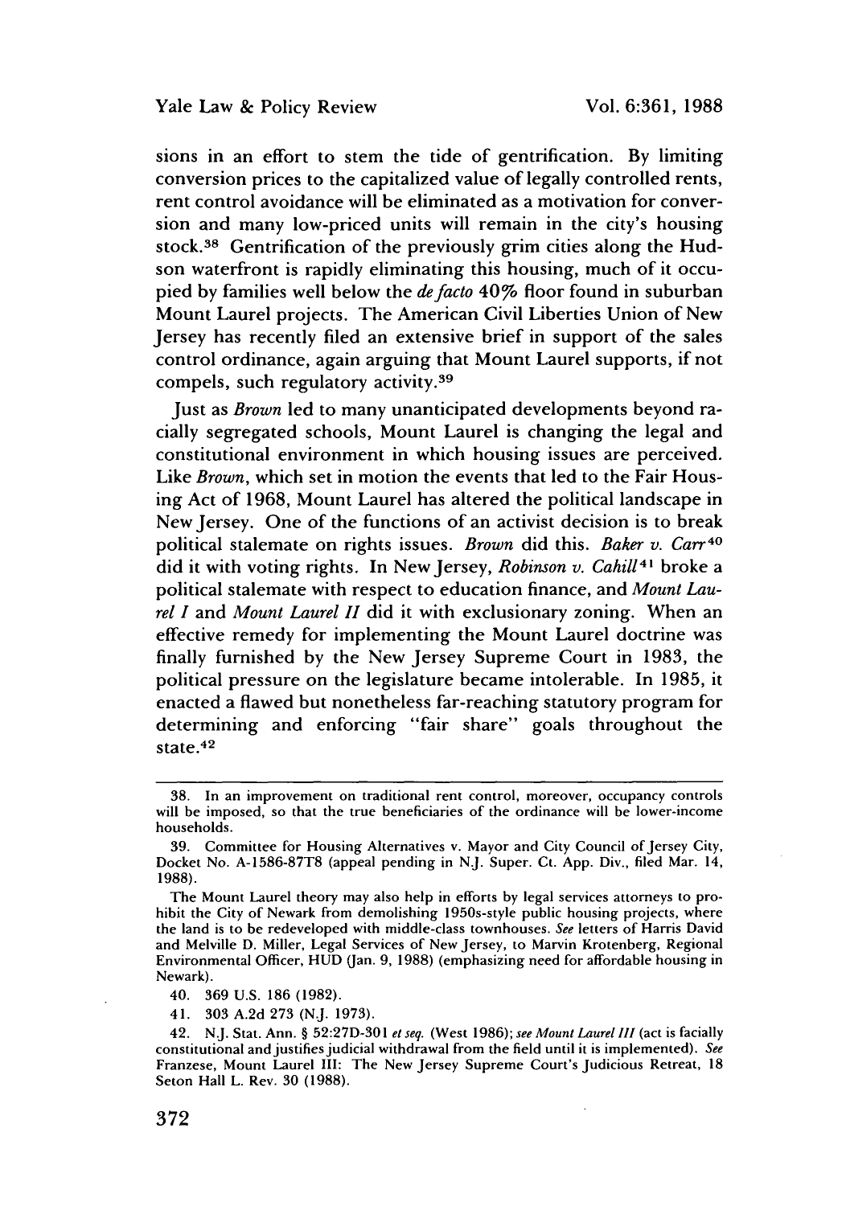sions in an effort to stem the tide of gentrification. By limiting conversion prices to the capitalized value of legally controlled rents, rent control avoidance will be eliminated as a motivation for conversion and many low-priced units will remain in the city's housing stock.[38] Gentrification of the previously grim cities along the Hudson waterfront is rapidly eliminating this housing, much of it occupied by families well below the *de facto* 40% floor found in suburban Mount Laurel projects. The American Civil Liberties Union of New Jersey has recently filed an extensive brief in support of the sales control ordinance, again arguing that Mount Laurel supports, if not compels, such regulatory activity.[39]

Just as *Brown* led to many unanticipated developments beyond racially segregated schools, Mount Laurel is changing the legal and constitutional environment in which housing issues are perceived. Like *Brown*, which set in motion the events that led to the Fair Housing Act of 1968, Mount Laurel has altered the political landscape in New Jersey. One of the functions of an activist decision is to break political stalemate on rights issues. *Brown* did this. *Baker v. Carr*[40] did it with voting rights. In New Jersey, *Robinson v. Cahill*[41] broke a political stalemate with respect to education finance, and *Mount Laurel I* and *Mount Laurel II* did it with exclusionary zoning. When an effective remedy for implementing the Mount Laurel doctrine was finally furnished by the New Jersey Supreme Court in 1983, the political pressure on the legislature became intolerable. In 1985, it enacted a flawed but nonetheless far-reaching statutory program for determining and enforcing "fair share" goals throughout the state.[42]

---

38. In an improvement on traditional rent control, moreover, occupancy controls will be imposed, so that the true beneficiaries of the ordinance will be lower-income households.

39. Committee for Housing Alternatives v. Mayor and City Council of Jersey City, Docket No. A-1586-87T8 (appeal pending in N.J. Super. Ct. App. Div., filed Mar. 14, 1988).

The Mount Laurel theory may also help in efforts by legal services attorneys to prohibit the City of Newark from demolishing 1950s-style public housing projects, where the land is to be redeveloped with middle-class townhouses. *See* letters of Harris David and Melville D. Miller, Legal Services of New Jersey, to Marvin Krotenberg, Regional Environmental Officer, HUD (Jan. 9, 1988) (emphasizing need for affordable housing in Newark).

40. 369 U.S. 186 (1982).

41. 303 A.2d 273 (N.J. 1973).

42. N.J. Stat. Ann. § 52:27D-301 *et seq.* (West 1986); *see Mount Laurel III* (act is facially constitutional and justifies judicial withdrawal from the field until it is implemented). *See* Franzese, Mount Laurel III: The New Jersey Supreme Court's Judicious Retreat, 18 Seton Hall L. Rev. 30 (1988).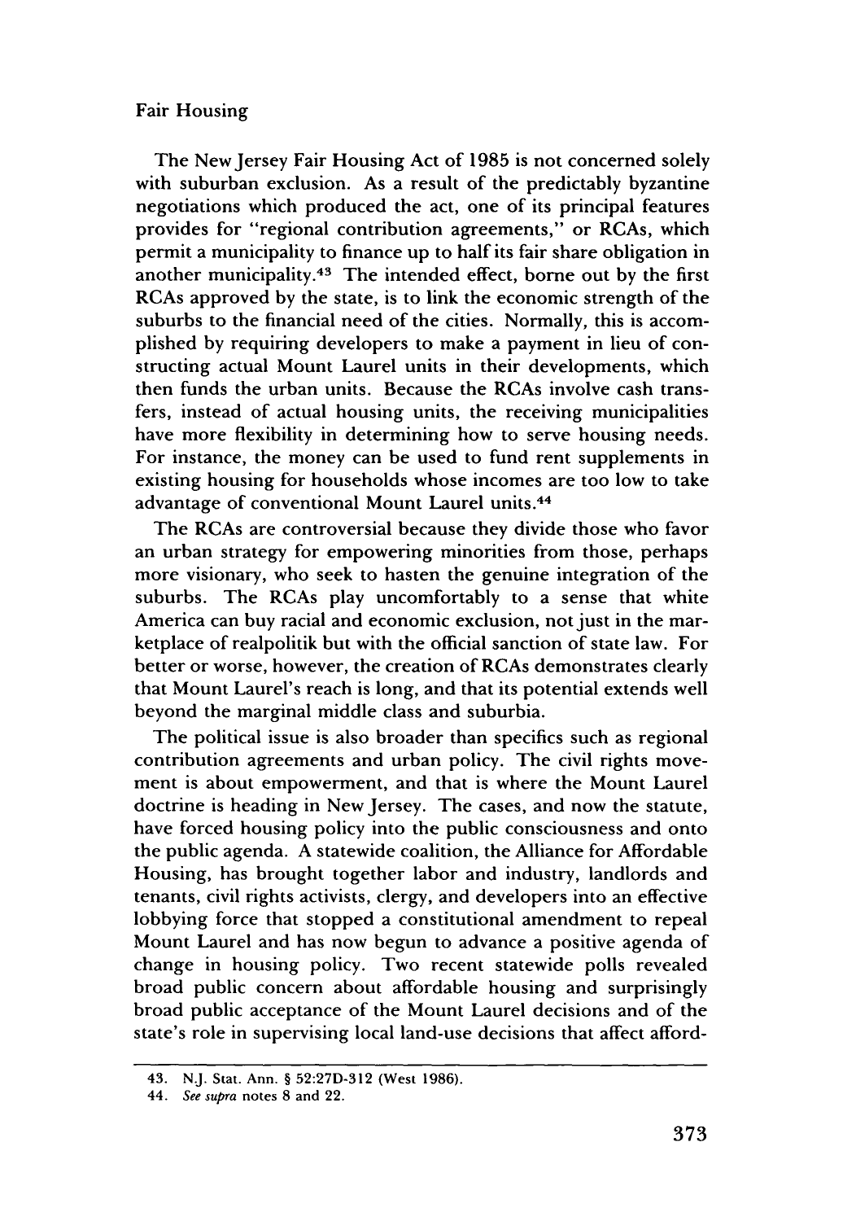The New Jersey Fair Housing Act of 1985 is not concerned solely with suburban exclusion. As a result of the predictably byzantine negotiations which produced the act, one of its principal features provides for "regional contribution agreements," or RCAs, which permit a municipality to finance up to half its fair share obligation in another municipality.[43] The intended effect, borne out by the first RCAs approved by the state, is to link the economic strength of the suburbs to the financial need of the cities. Normally, this is accomplished by requiring developers to make a payment in lieu of constructing actual Mount Laurel units in their developments, which then funds the urban units. Because the RCAs involve cash transfers, instead of actual housing units, the receiving municipalities have more flexibility in determining how to serve housing needs. For instance, the money can be used to fund rent supplements in existing housing for households whose incomes are too low to take advantage of conventional Mount Laurel units.[44]

The RCAs are controversial because they divide those who favor an urban strategy for empowering minorities from those, perhaps more visionary, who seek to hasten the genuine integration of the suburbs. The RCAs play uncomfortably to a sense that white America can buy racial and economic exclusion, not just in the marketplace of realpolitik but with the official sanction of state law. For better or worse, however, the creation of RCAs demonstrates clearly that Mount Laurel's reach is long, and that its potential extends well beyond the marginal middle class and suburbia.

The political issue is also broader than specifics such as regional contribution agreements and urban policy. The civil rights movement is about empowerment, and that is where the Mount Laurel doctrine is heading in New Jersey. The cases, and now the statute, have forced housing policy into the public consciousness and onto the public agenda. A statewide coalition, the Alliance for Affordable Housing, has brought together labor and industry, landlords and tenants, civil rights activists, clergy, and developers into an effective lobbying force that stopped a constitutional amendment to repeal Mount Laurel and has now begun to advance a positive agenda of change in housing policy. Two recent statewide polls revealed broad public concern about affordable housing and surprisingly broad public acceptance of the Mount Laurel decisions and of the state's role in supervising local land-use decisions that affect afford-

---

43. N.J. Stat. Ann. § 52:27D-312 (West 1986).

44. *See supra* notes 8 and 22.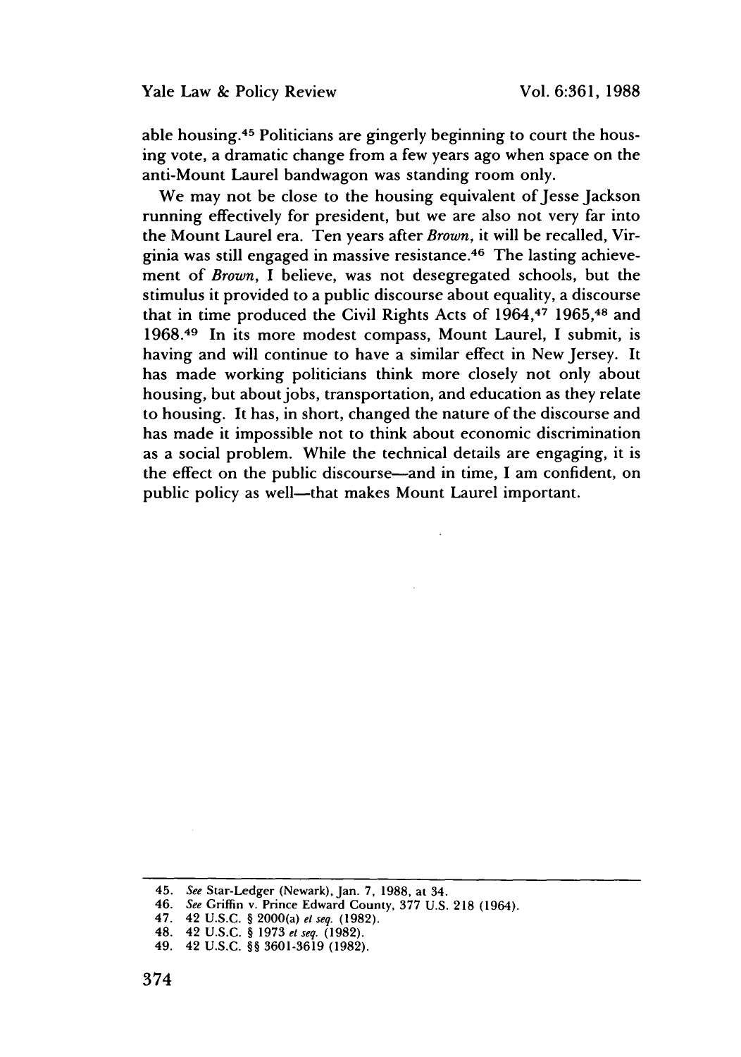able housing.[45] Politicians are gingerly beginning to court the housing vote, a dramatic change from a few years ago when space on the anti-Mount Laurel bandwagon was standing room only.

We may not be close to the housing equivalent of Jesse Jackson running effectively for president, but we are also not very far into the Mount Laurel era. Ten years after *Brown*, it will be recalled, Virginia was still engaged in massive resistance.[46] The lasting achievement of *Brown*, I believe, was not desegregated schools, but the stimulus it provided to a public discourse about equality, a discourse that in time produced the Civil Rights Acts of 1964,[47] 1965,[48] and 1968.[49] In its more modest compass, Mount Laurel, I submit, is having and will continue to have a similar effect in New Jersey. It has made working politicians think more closely not only about housing, but about jobs, transportation, and education as they relate to housing. It has, in short, changed the nature of the discourse and has made it impossible not to think about economic discrimination as a social problem. While the technical details are engaging, it is the effect on the public discourse—and in time, I am confident, on public policy as well—that makes Mount Laurel important.

---

45. *See* Star-Ledger (Newark), Jan. 7, 1988, at 34.
46. *See* Griffin v. Prince Edward County, 377 U.S. 218 (1964).
47. 42 U.S.C. § 2000(a) *et seq.* (1982).
48. 42 U.S.C. § 1973 *et seq.* (1982).
49. 42 U.S.C. §§ 3601-3619 (1982).